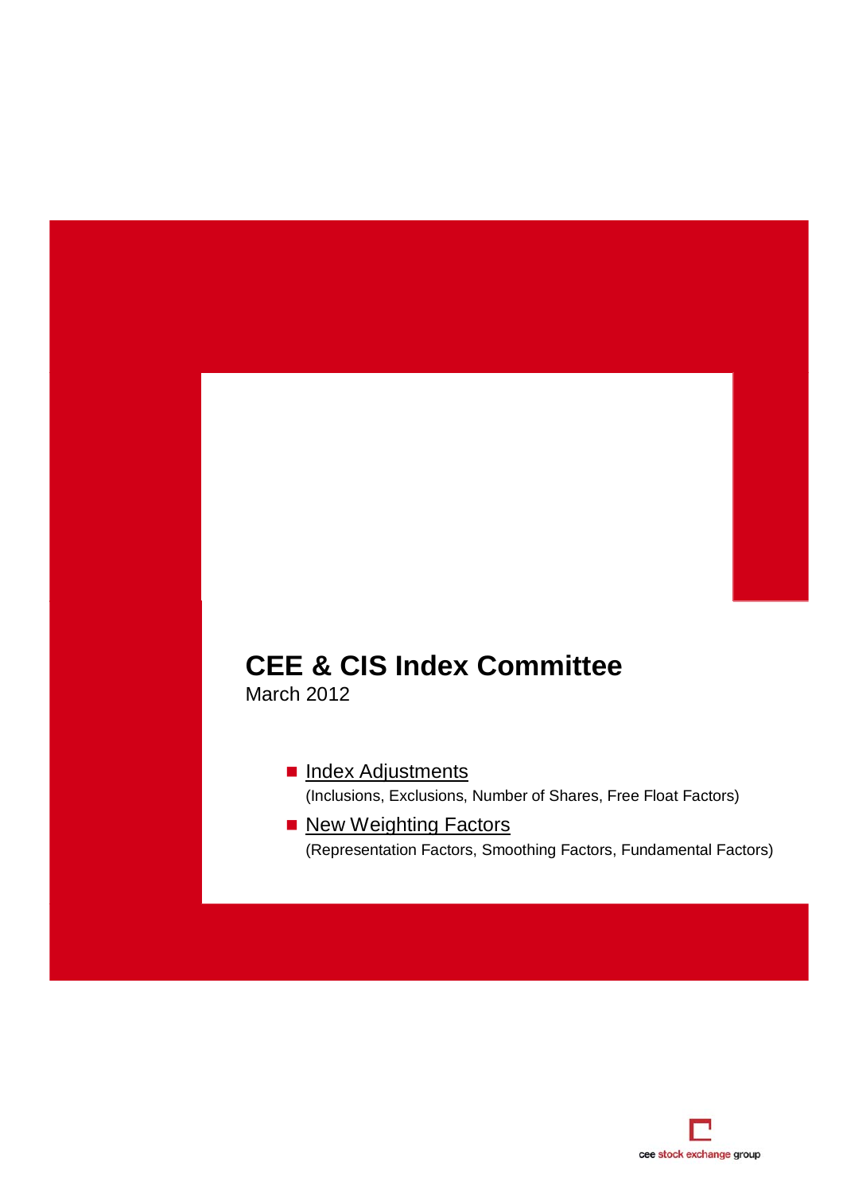# CEE & CIS Index Committee

March 2012

- Index Adjustments
  (Inclusions, Exclusions, Number of Shares, Free Float Factors)
- New Weighting Factors
  (Representation Factors, Smoothing Factors, Fundamental Factors)

cee stock exchange group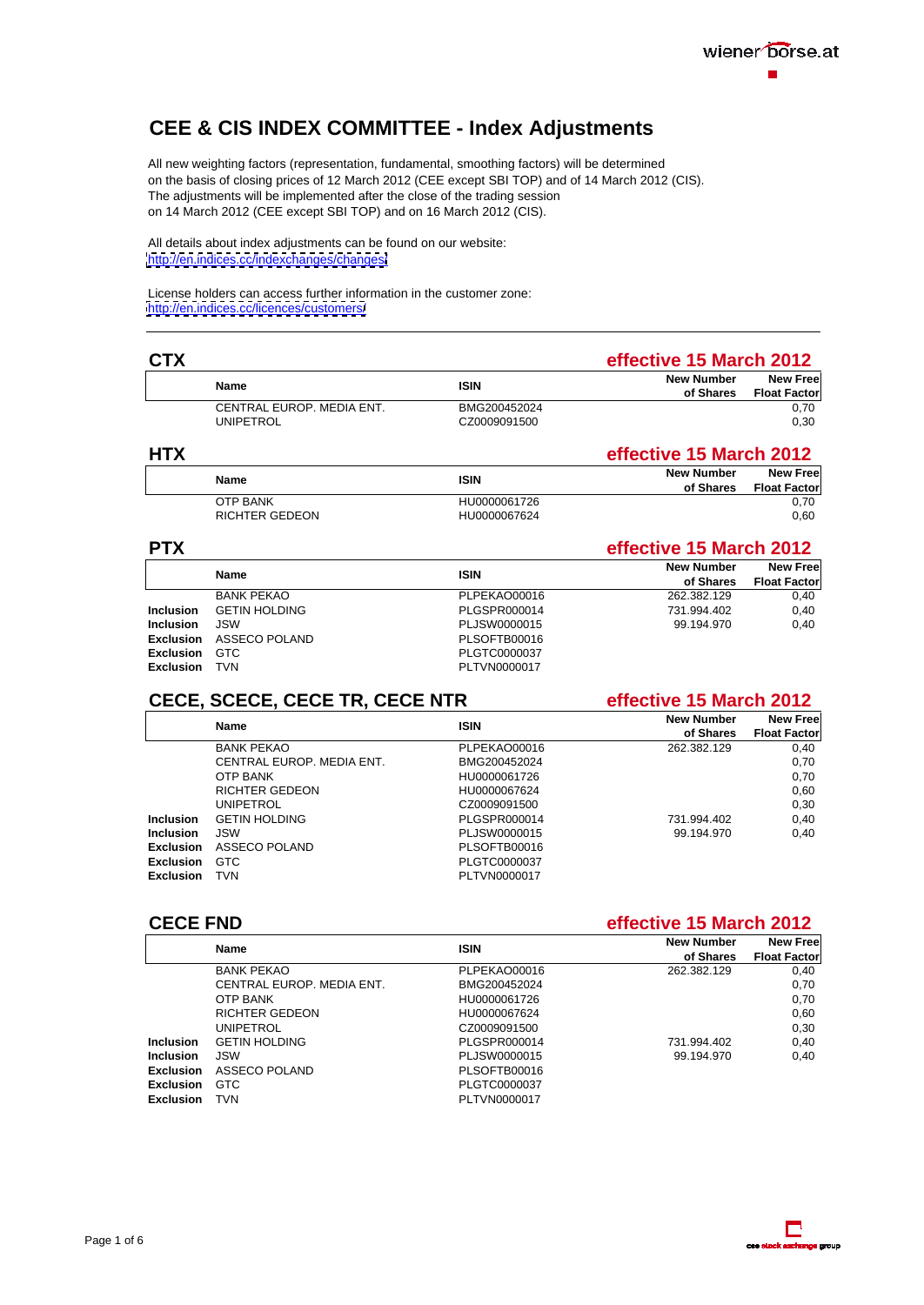# CEE & CIS INDEX COMMITTEE - Index Adjustments

All new weighting factors (representation, fundamental, smoothing factors) will be determined on the basis of closing prices of 12 March 2012 (CEE except SBI TOP) and of 14 March 2012 (CIS). The adjustments will be implemented after the close of the trading session on 14 March 2012 (CEE except SBI TOP) and on 16 March 2012 (CIS).

All details about index adjustments can be found on our website:
http://en.indices.cc/indexchanges/changes/

License holders can access further information in the customer zone:
http://en.indices.cc/licences/customers/

---

## CTX

**effective 15 March 2012**

| | Name | ISIN | New Number of Shares | New Free Float Factor |
|---|---|---|---|---|
| | CENTRAL EUROP. MEDIA ENT. | BMG200452024 | | 0,70 |
| | UNIPETROL | CZ0009091500 | | 0,30 |

## HTX

**effective 15 March 2012**

| | Name | ISIN | New Number of Shares | New Free Float Factor |
|---|---|---|---|---|
| | OTP BANK | HU0000061726 | | 0,70 |
| | RICHTER GEDEON | HU0000067624 | | 0,60 |

## PTX

**effective 15 March 2012**

| | Name | ISIN | New Number of Shares | New Free Float Factor |
|---|---|---|---|---|
| | BANK PEKAO | PLPEKAO00016 | 262.382.129 | 0,40 |
| **Inclusion** | GETIN HOLDING | PLGSPR000014 | 731.994.402 | 0,40 |
| **Inclusion** | JSW | PLJSW0000015 | 99.194.970 | 0,40 |
| **Exclusion** | ASSECO POLAND | PLSOFTB00016 | | |
| **Exclusion** | GTC | PLGTC0000037 | | |
| **Exclusion** | TVN | PLTVN0000017 | | |

## CECE, SCECE, CECE TR, CECE NTR

**effective 15 March 2012**

| | Name | ISIN | New Number of Shares | New Free Float Factor |
|---|---|---|---|---|
| | BANK PEKAO | PLPEKAO00016 | 262.382.129 | 0,40 |
| | CENTRAL EUROP. MEDIA ENT. | BMG200452024 | | 0,70 |
| | OTP BANK | HU0000061726 | | 0,70 |
| | RICHTER GEDEON | HU0000067624 | | 0,60 |
| | UNIPETROL | CZ0009091500 | | 0,30 |
| **Inclusion** | GETIN HOLDING | PLGSPR000014 | 731.994.402 | 0,40 |
| **Inclusion** | JSW | PLJSW0000015 | 99.194.970 | 0,40 |
| **Exclusion** | ASSECO POLAND | PLSOFTB00016 | | |
| **Exclusion** | GTC | PLGTC0000037 | | |
| **Exclusion** | TVN | PLTVN0000017 | | |

## CECE FND

**effective 15 March 2012**

| | Name | ISIN | New Number of Shares | New Free Float Factor |
|---|---|---|---|---|
| | BANK PEKAO | PLPEKAO00016 | 262.382.129 | 0,40 |
| | CENTRAL EUROP. MEDIA ENT. | BMG200452024 | | 0,70 |
| | OTP BANK | HU0000061726 | | 0,70 |
| | RICHTER GEDEON | HU0000067624 | | 0,60 |
| | UNIPETROL | CZ0009091500 | | 0,30 |
| **Inclusion** | GETIN HOLDING | PLGSPR000014 | 731.994.402 | 0,40 |
| **Inclusion** | JSW | PLJSW0000015 | 99.194.970 | 0,40 |
| **Exclusion** | ASSECO POLAND | PLSOFTB00016 | | |
| **Exclusion** | GTC | PLGTC0000037 | | |
| **Exclusion** | TVN | PLTVN0000017 | | |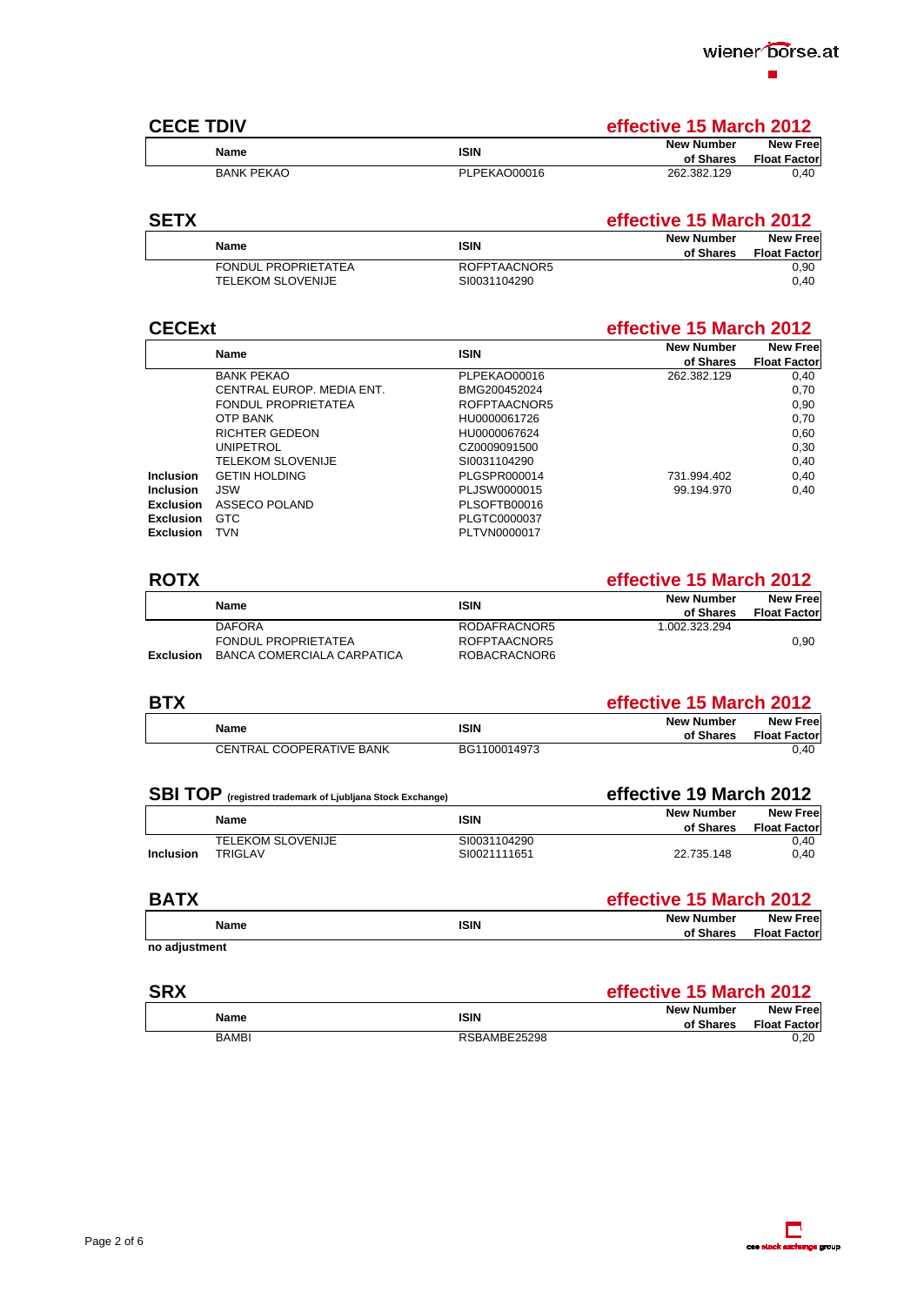## CECE TDIV

**effective 15 March 2012**

| | Name | ISIN | New Number of Shares | New Free Float Factor |
|---|---|---|---|---|
| | BANK PEKAO | PLPEKAO00016 | 262.382.129 | 0,40 |

## SETX

**effective 15 March 2012**

| | Name | ISIN | New Number of Shares | New Free Float Factor |
|---|---|---|---|---|
| | FONDUL PROPRIETATEA | ROFPTAACNOR5 | | 0,90 |
| | TELEKOM SLOVENIJE | SI0031104290 | | 0,40 |

## CECExt

**effective 15 March 2012**

| | Name | ISIN | New Number of Shares | New Free Float Factor |
|---|---|---|---|---|
| | BANK PEKAO | PLPEKAO00016 | 262.382.129 | 0,40 |
| | CENTRAL EUROP. MEDIA ENT. | BMG200452024 | | 0,70 |
| | FONDUL PROPRIETATEA | ROFPTAACNOR5 | | 0,90 |
| | OTP BANK | HU0000061726 | | 0,70 |
| | RICHTER GEDEON | HU0000067624 | | 0,60 |
| | UNIPETROL | CZ0009091500 | | 0,30 |
| | TELEKOM SLOVENIJE | SI0031104290 | | 0,40 |
| **Inclusion** | GETIN HOLDING | PLGSPR000014 | 731.994.402 | 0,40 |
| **Inclusion** | JSW | PLJSW0000015 | 99.194.970 | 0,40 |
| **Exclusion** | ASSECO POLAND | PLSOFTB00016 | | |
| **Exclusion** | GTC | PLGTC0000037 | | |
| **Exclusion** | TVN | PLTVN0000017 | | |

## ROTX

**effective 15 March 2012**

| | Name | ISIN | New Number of Shares | New Free Float Factor |
|---|---|---|---|---|
| | DAFORA | RODAFRACNOR5 | 1.002.323.294 | |
| | FONDUL PROPRIETATEA | ROFPTAACNOR5 | | 0,90 |
| **Exclusion** | BANCA COMERCIALA CARPATICA | ROBACRACNOR6 | | |

## BTX

**effective 15 March 2012**

| | Name | ISIN | New Number of Shares | New Free Float Factor |
|---|---|---|---|---|
| | CENTRAL COOPERATIVE BANK | BG1100014973 | | 0,40 |

## SBI TOP (registred trademark of Ljubljana Stock Exchange)

**effective 19 March 2012**

| | Name | ISIN | New Number of Shares | New Free Float Factor |
|---|---|---|---|---|
| | TELEKOM SLOVENIJE | SI0031104290 | | 0,40 |
| **Inclusion** | TRIGLAV | SI0021111651 | 22.735.148 | 0,40 |

## BATX

**effective 15 March 2012**

| Name | ISIN | New Number of Shares | New Free Float Factor |
|---|---|---|---|

**no adjustment**

## SRX

**effective 15 March 2012**

| | Name | ISIN | New Number of Shares | New Free Float Factor |
|---|---|---|---|---|
| | BAMBI | RSBAMBE25298 | | 0,20 |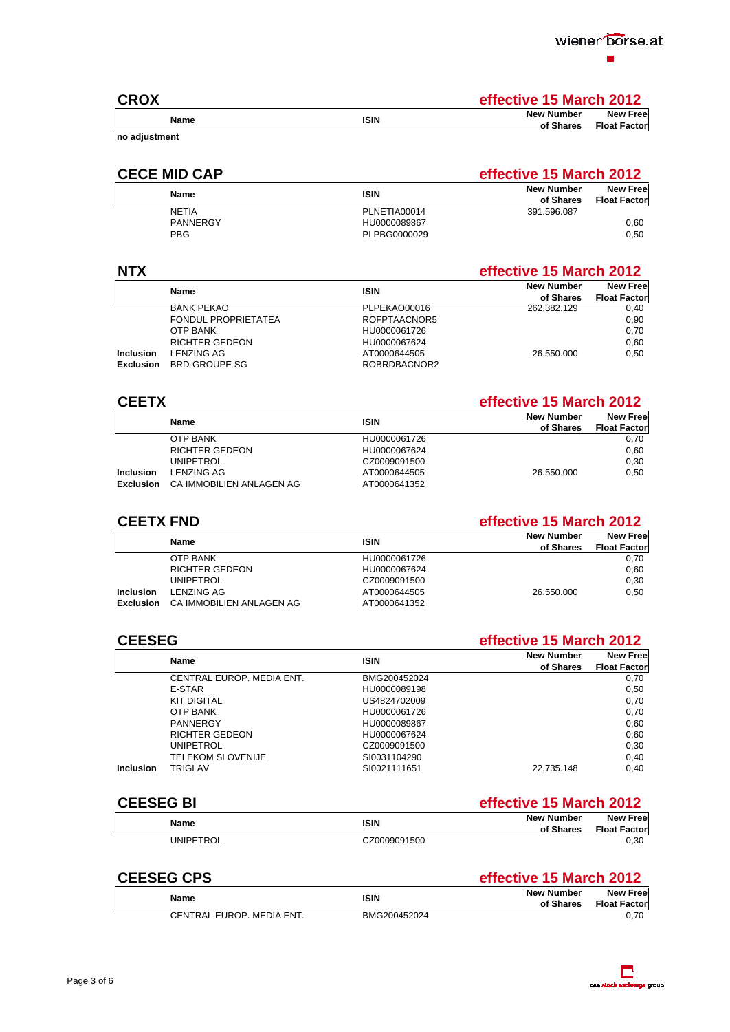## CROX

**effective 15 March 2012**

| | Name | ISIN | New Number of Shares | New Free Float Factor |
|---|---|---|---|---|

**no adjustment**

## CECE MID CAP

**effective 15 March 2012**

| | Name | ISIN | New Number of Shares | New Free Float Factor |
|---|---|---|---|---|
| | NETIA | PLNETIA00014 | 391.596.087 | |
| | PANNERGY | HU0000089867 | | 0,60 |
| | PBG | PLPBG0000029 | | 0,50 |

## NTX

**effective 15 March 2012**

| | Name | ISIN | New Number of Shares | New Free Float Factor |
|---|---|---|---|---|
| | BANK PEKAO | PLPEKAO00016 | 262.382.129 | 0,40 |
| | FONDUL PROPRIETATEA | ROFPTAACNOR5 | | 0,90 |
| | OTP BANK | HU0000061726 | | 0,70 |
| | RICHTER GEDEON | HU0000067624 | | 0,60 |
| **Inclusion** | LENZING AG | AT0000644505 | 26.550.000 | 0,50 |
| **Exclusion** | BRD-GROUPE SG | ROBRDBACNOR2 | | |

## CEETX

**effective 15 March 2012**

| | Name | ISIN | New Number of Shares | New Free Float Factor |
|---|---|---|---|---|
| | OTP BANK | HU0000061726 | | 0,70 |
| | RICHTER GEDEON | HU0000067624 | | 0,60 |
| | UNIPETROL | CZ0009091500 | | 0,30 |
| **Inclusion** | LENZING AG | AT0000644505 | 26.550.000 | 0,50 |
| **Exclusion** | CA IMMOBILIEN ANLAGEN AG | AT0000641352 | | |

## CEETX FND

**effective 15 March 2012**

| | Name | ISIN | New Number of Shares | New Free Float Factor |
|---|---|---|---|---|
| | OTP BANK | HU0000061726 | | 0,70 |
| | RICHTER GEDEON | HU0000067624 | | 0,60 |
| | UNIPETROL | CZ0009091500 | | 0,30 |
| **Inclusion** | LENZING AG | AT0000644505 | 26.550.000 | 0,50 |
| **Exclusion** | CA IMMOBILIEN ANLAGEN AG | AT0000641352 | | |

## CEESEG

**effective 15 March 2012**

| | Name | ISIN | New Number of Shares | New Free Float Factor |
|---|---|---|---|---|
| | CENTRAL EUROP. MEDIA ENT. | BMG200452024 | | 0,70 |
| | E-STAR | HU0000089198 | | 0,50 |
| | KIT DIGITAL | US4824702009 | | 0,70 |
| | OTP BANK | HU0000061726 | | 0,70 |
| | PANNERGY | HU0000089867 | | 0,60 |
| | RICHTER GEDEON | HU0000067624 | | 0,60 |
| | UNIPETROL | CZ0009091500 | | 0,30 |
| | TELEKOM SLOVENIJE | SI0031104290 | | 0,40 |
| **Inclusion** | TRIGLAV | SI0021111651 | 22.735.148 | 0,40 |

## CEESEG BI

**effective 15 March 2012**

| | Name | ISIN | New Number of Shares | New Free Float Factor |
|---|---|---|---|---|
| | UNIPETROL | CZ0009091500 | | 0,30 |

## CEESEG CPS

**effective 15 March 2012**

| | Name | ISIN | New Number of Shares | New Free Float Factor |
|---|---|---|---|---|
| | CENTRAL EUROP. MEDIA ENT. | BMG200452024 | | 0,70 |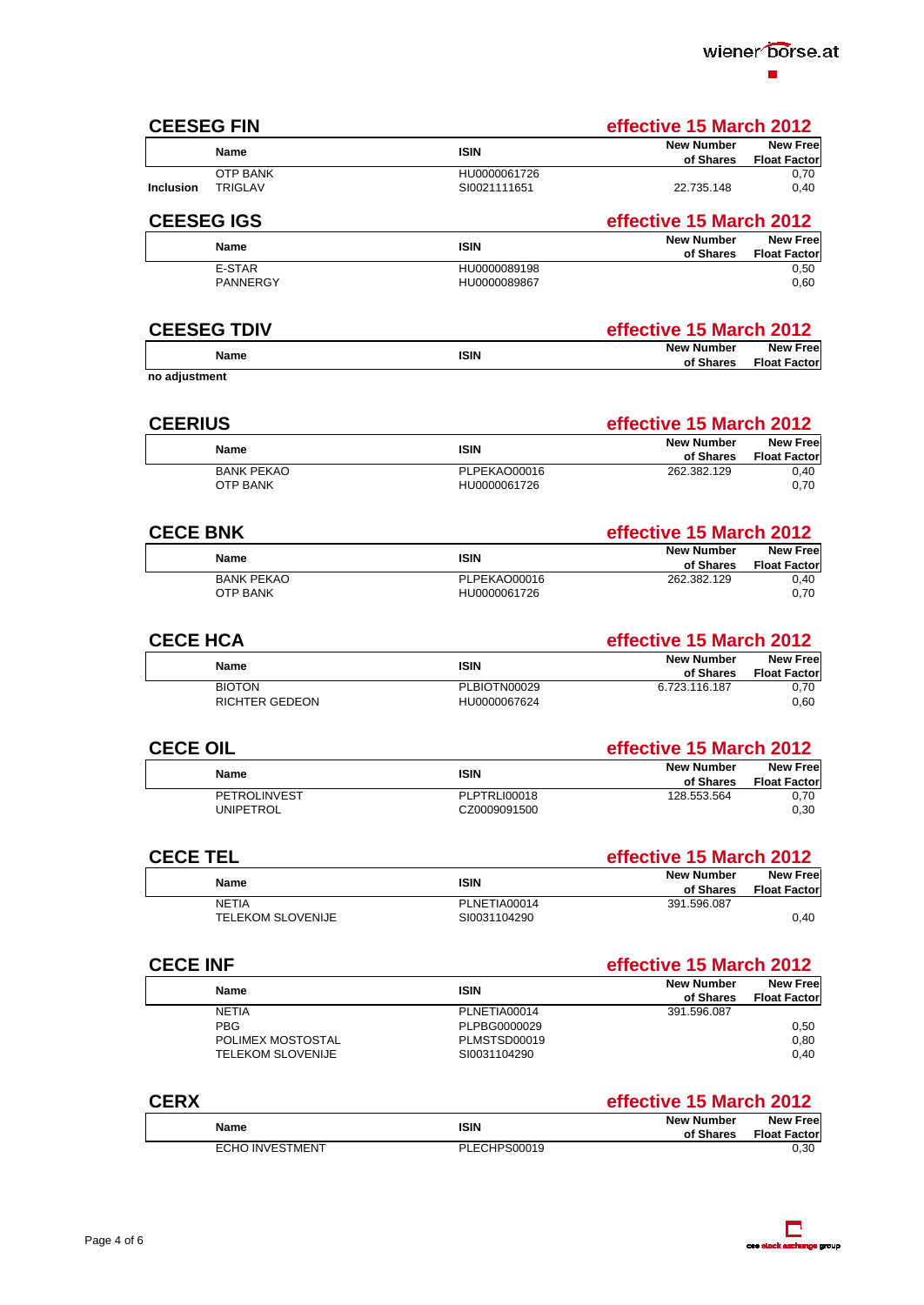## CEESEG FIN

**effective 15 March 2012**

| | Name | ISIN | New Number of Shares | New Free Float Factor |
|---|---|---|---|---|
| | OTP BANK | HU0000061726 | | 0,70 |
| **Inclusion** | TRIGLAV | SI0021111651 | 22.735.148 | 0,40 |

## CEESEG IGS

**effective 15 March 2012**

| Name | ISIN | New Number of Shares | New Free Float Factor |
|---|---|---|---|
| E-STAR | HU0000089198 | | 0,50 |
| PANNERGY | HU0000089867 | | 0,60 |

## CEESEG TDIV

**effective 15 March 2012**

| Name | ISIN | New Number of Shares | New Free Float Factor |
|---|---|---|---|

**no adjustment**

## CEERIUS

**effective 15 March 2012**

| Name | ISIN | New Number of Shares | New Free Float Factor |
|---|---|---|---|
| BANK PEKAO | PLPEKAO00016 | 262.382.129 | 0,40 |
| OTP BANK | HU0000061726 | | 0,70 |

## CECE BNK

**effective 15 March 2012**

| Name | ISIN | New Number of Shares | New Free Float Factor |
|---|---|---|---|
| BANK PEKAO | PLPEKAO00016 | 262.382.129 | 0,40 |
| OTP BANK | HU0000061726 | | 0,70 |

## CECE HCA

**effective 15 March 2012**

| Name | ISIN | New Number of Shares | New Free Float Factor |
|---|---|---|---|
| BIOTON | PLBIOTN00029 | 6.723.116.187 | 0,70 |
| RICHTER GEDEON | HU0000067624 | | 0,60 |

## CECE OIL

**effective 15 March 2012**

| Name | ISIN | New Number of Shares | New Free Float Factor |
|---|---|---|---|
| PETROLINVEST | PLPTRLI00018 | 128.553.564 | 0,70 |
| UNIPETROL | CZ0009091500 | | 0,30 |

## CECE TEL

**effective 15 March 2012**

| Name | ISIN | New Number of Shares | New Free Float Factor |
|---|---|---|---|
| NETIA | PLNETIA00014 | 391.596.087 | |
| TELEKOM SLOVENIJE | SI0031104290 | | 0,40 |

## CECE INF

**effective 15 March 2012**

| Name | ISIN | New Number of Shares | New Free Float Factor |
|---|---|---|---|
| NETIA | PLNETIA00014 | 391.596.087 | |
| PBG | PLPBG0000029 | | 0,50 |
| POLIMEX MOSTOSTAL | PLMSTSD00019 | | 0,80 |
| TELEKOM SLOVENIJE | SI0031104290 | | 0,40 |

## CERX

**effective 15 March 2012**

| Name | ISIN | New Number of Shares | New Free Float Factor |
|---|---|---|---|
| ECHO INVESTMENT | PLECHPS00019 | | 0,30 |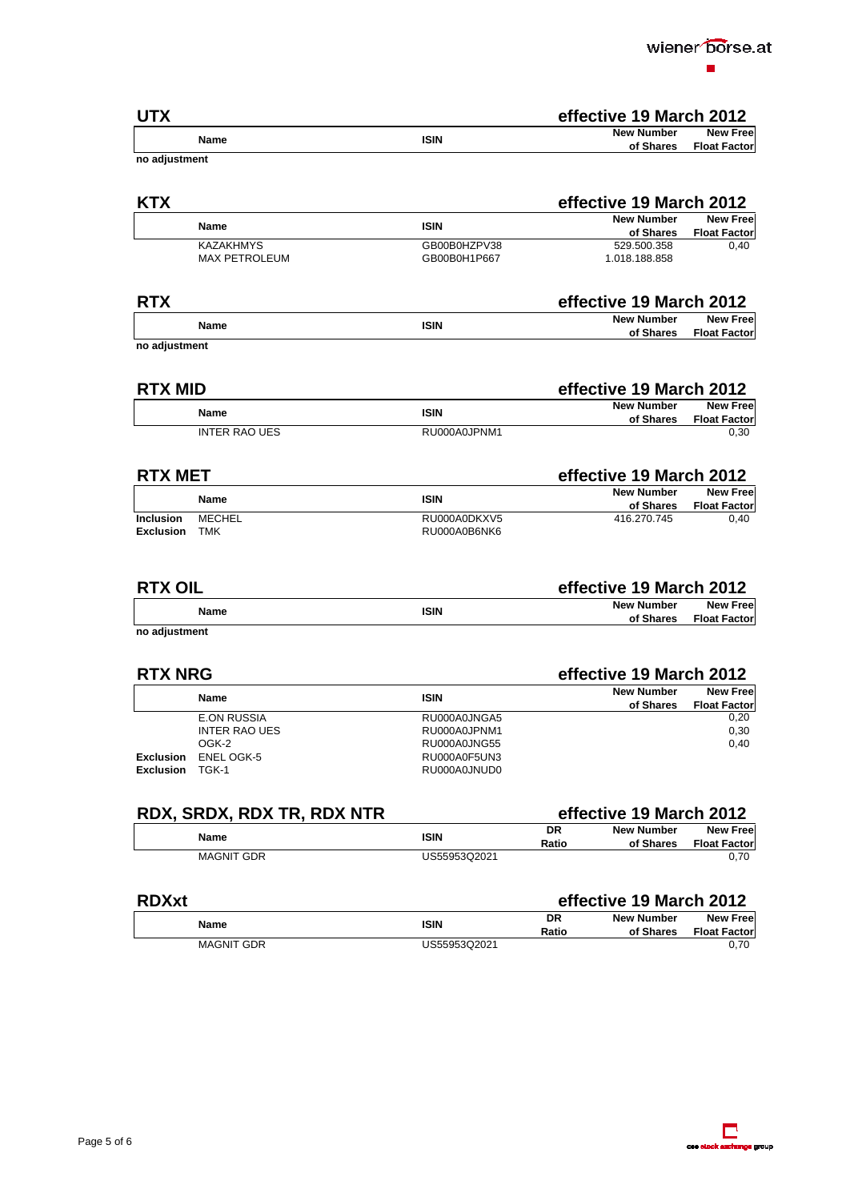## UTX

**effective 19 March 2012**

| | Name | ISIN | New Number of Shares | New Free Float Factor |
|---|---|---|---|---|

**no adjustment**

## KTX

**effective 19 March 2012**

| | Name | ISIN | New Number of Shares | New Free Float Factor |
|---|---|---|---|---|
| | KAZAKHMYS | GB00B0HZPV38 | 529.500.358 | 0,40 |
| | MAX PETROLEUM | GB00B0H1P667 | 1.018.188.858 | |

## RTX

**effective 19 March 2012**

| | Name | ISIN | New Number of Shares | New Free Float Factor |
|---|---|---|---|---|

**no adjustment**

## RTX MID

**effective 19 March 2012**

| | Name | ISIN | New Number of Shares | New Free Float Factor |
|---|---|---|---|---|
| | INTER RAO UES | RU000A0JPNM1 | | 0,30 |

## RTX MET

**effective 19 March 2012**

| | Name | ISIN | New Number of Shares | New Free Float Factor |
|---|---|---|---|---|
| **Inclusion** | MECHEL | RU000A0DKXV5 | 416.270.745 | 0,40 |
| **Exclusion** | TMK | RU000A0B6NK6 | | |

## RTX OIL

**effective 19 March 2012**

| | Name | ISIN | New Number of Shares | New Free Float Factor |
|---|---|---|---|---|

**no adjustment**

## RTX NRG

**effective 19 March 2012**

| | Name | ISIN | New Number of Shares | New Free Float Factor |
|---|---|---|---|---|
| | E.ON RUSSIA | RU000A0JNGA5 | | 0,20 |
| | INTER RAO UES | RU000A0JPNM1 | | 0,30 |
| | OGK-2 | RU000A0JNG55 | | 0,40 |
| **Exclusion** | ENEL OGK-5 | RU000A0F5UN3 | | |
| **Exclusion** | TGK-1 | RU000A0JNUD0 | | |

## RDX, SRDX, RDX TR, RDX NTR

**effective 19 March 2012**

| | Name | ISIN | DR Ratio | New Number of Shares | New Free Float Factor |
|---|---|---|---|---|---|
| | MAGNIT GDR | US55953Q2021 | | | 0,70 |

## RDXxt

**effective 19 March 2012**

| | Name | ISIN | DR Ratio | New Number of Shares | New Free Float Factor |
|---|---|---|---|---|---|
| | MAGNIT GDR | US55953Q2021 | | | 0,70 |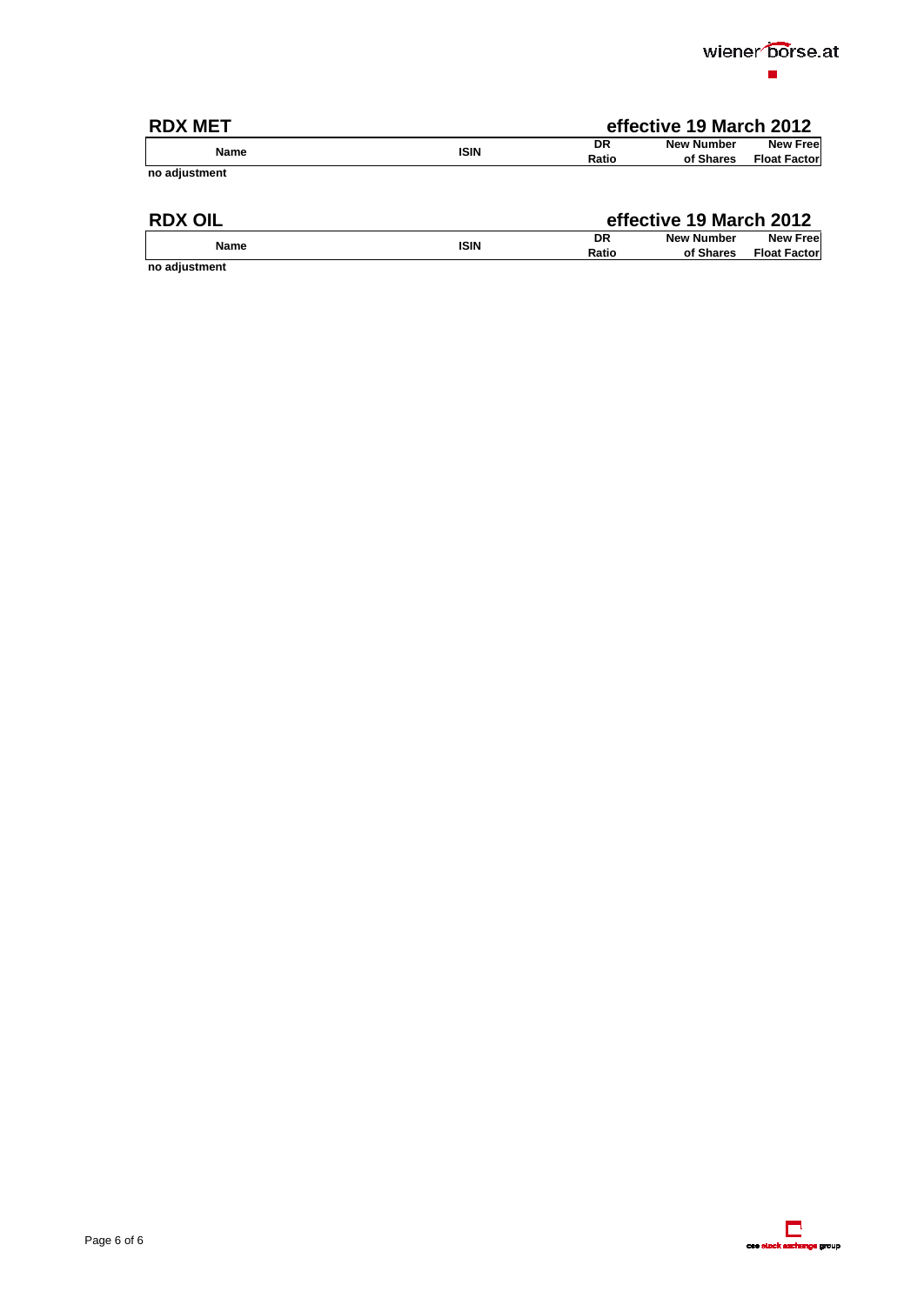## RDX MET

**effective 19 March 2012**

| Name | ISIN | DR Ratio | New Number of Shares | New Free Float Factor |
|---|---|---|---|---|

**no adjustment**

## RDX OIL

**effective 19 March 2012**

| Name | ISIN | DR Ratio | New Number of Shares | New Free Float Factor |
|---|---|---|---|---|

**no adjustment**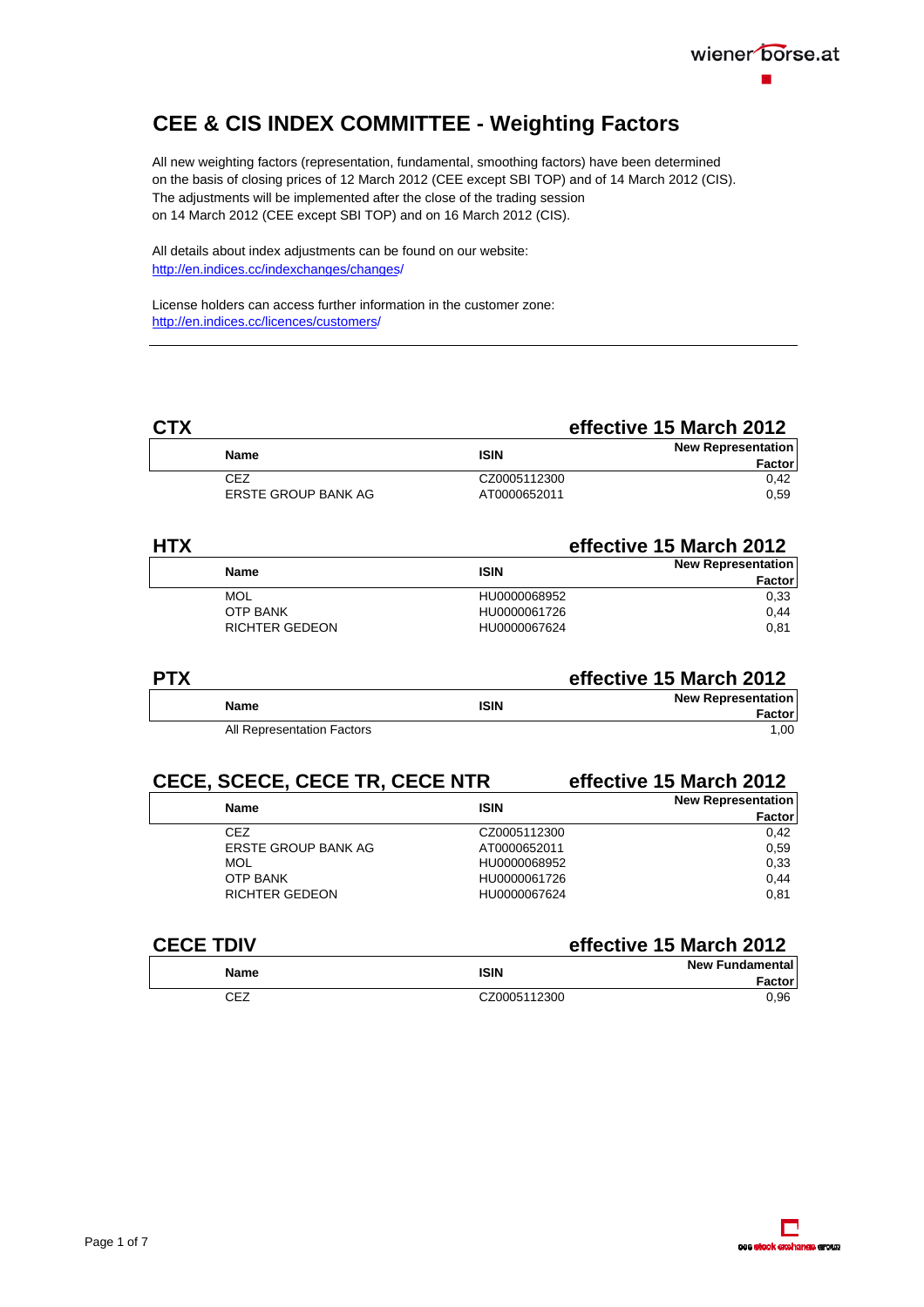# CEE & CIS INDEX COMMITTEE - Weighting Factors

All new weighting factors (representation, fundamental, smoothing factors) have been determined on the basis of closing prices of 12 March 2012 (CEE except SBI TOP) and of 14 March 2012 (CIS). The adjustments will be implemented after the close of the trading session on 14 March 2012 (CEE except SBI TOP) and on 16 March 2012 (CIS).

All details about index adjustments can be found on our website:
http://en.indices.cc/indexchanges/changes/

License holders can access further information in the customer zone:
http://en.indices.cc/licences/customers/

---

## CTX — effective 15 March 2012

| Name | ISIN | New Representation Factor |
|---|---|---|
| CEZ | CZ0005112300 | 0,42 |
| ERSTE GROUP BANK AG | AT0000652011 | 0,59 |

## HTX — effective 15 March 2012

| Name | ISIN | New Representation Factor |
|---|---|---|
| MOL | HU0000068952 | 0,33 |
| OTP BANK | HU0000061726 | 0,44 |
| RICHTER GEDEON | HU0000067624 | 0,81 |

## PTX — effective 15 March 2012

| Name | ISIN | New Representation Factor |
|---|---|---|
| All Representation Factors | | 1,00 |

## CECE, SCECE, CECE TR, CECE NTR — effective 15 March 2012

| Name | ISIN | New Representation Factor |
|---|---|---|
| CEZ | CZ0005112300 | 0,42 |
| ERSTE GROUP BANK AG | AT0000652011 | 0,59 |
| MOL | HU0000068952 | 0,33 |
| OTP BANK | HU0000061726 | 0,44 |
| RICHTER GEDEON | HU0000067624 | 0,81 |

## CECE TDIV — effective 15 March 2012

| Name | ISIN | New Fundamental Factor |
|---|---|---|
| CEZ | CZ0005112300 | 0,96 |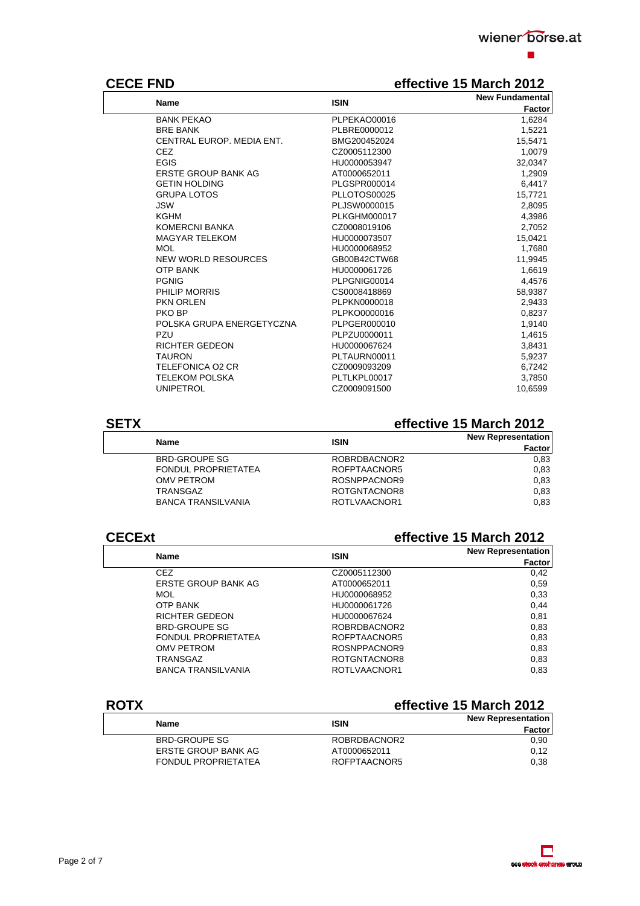## CECE FND

**effective 15 March 2012**

| Name | ISIN | New Fundamental Factor |
|---|---|---|
| BANK PEKAO | PLPEKAO00016 | 1,6284 |
| BRE BANK | PLBRE0000012 | 1,5221 |
| CENTRAL EUROP. MEDIA ENT. | BMG200452024 | 15,5471 |
| CEZ | CZ0005112300 | 1,0079 |
| EGIS | HU0000053947 | 32,0347 |
| ERSTE GROUP BANK AG | AT0000652011 | 1,2909 |
| GETIN HOLDING | PLGSPR000014 | 6,4417 |
| GRUPA LOTOS | PLLOTOS00025 | 15,7721 |
| JSW | PLJSW0000015 | 2,8095 |
| KGHM | PLKGHM000017 | 4,3986 |
| KOMERCNI BANKA | CZ0008019106 | 2,7052 |
| MAGYAR TELEKOM | HU0000073507 | 15,0421 |
| MOL | HU0000068952 | 1,7680 |
| NEW WORLD RESOURCES | GB00B42CTW68 | 11,9945 |
| OTP BANK | HU0000061726 | 1,6619 |
| PGNIG | PLPGNIG00014 | 4,4576 |
| PHILIP MORRIS | CS0008418869 | 58,9387 |
| PKN ORLEN | PLPKN0000018 | 2,9433 |
| PKO BP | PLPKO0000016 | 0,8237 |
| POLSKA GRUPA ENERGETYCZNA | PLPGER000010 | 1,9140 |
| PZU | PLPZU0000011 | 1,4615 |
| RICHTER GEDEON | HU0000067624 | 3,8431 |
| TAURON | PLTAURN00011 | 5,9237 |
| TELEFONICA O2 CR | CZ0009093209 | 6,7242 |
| TELEKOM POLSKA | PLTLKPL00017 | 3,7850 |
| UNIPETROL | CZ0009091500 | 10,6599 |

## SETX

**effective 15 March 2012**

| Name | ISIN | New Representation Factor |
|---|---|---|
| BRD-GROUPE SG | ROBRDBACNOR2 | 0,83 |
| FONDUL PROPRIETATEA | ROFPTAACNOR5 | 0,83 |
| OMV PETROM | ROSNPPACNOR9 | 0,83 |
| TRANSGAZ | ROTGNTACNOR8 | 0,83 |
| BANCA TRANSILVANIA | ROTLVAACNOR1 | 0,83 |

## CECExt

**effective 15 March 2012**

| Name | ISIN | New Representation Factor |
|---|---|---|
| CEZ | CZ0005112300 | 0,42 |
| ERSTE GROUP BANK AG | AT0000652011 | 0,59 |
| MOL | HU0000068952 | 0,33 |
| OTP BANK | HU0000061726 | 0,44 |
| RICHTER GEDEON | HU0000067624 | 0,81 |
| BRD-GROUPE SG | ROBRDBACNOR2 | 0,83 |
| FONDUL PROPRIETATEA | ROFPTAACNOR5 | 0,83 |
| OMV PETROM | ROSNPPACNOR9 | 0,83 |
| TRANSGAZ | ROTGNTACNOR8 | 0,83 |
| BANCA TRANSILVANIA | ROTLVAACNOR1 | 0,83 |

## ROTX

**effective 15 March 2012**

| Name | ISIN | New Representation Factor |
|---|---|---|
| BRD-GROUPE SG | ROBRDBACNOR2 | 0,90 |
| ERSTE GROUP BANK AG | AT0000652011 | 0,12 |
| FONDUL PROPRIETATEA | ROFPTAACNOR5 | 0,38 |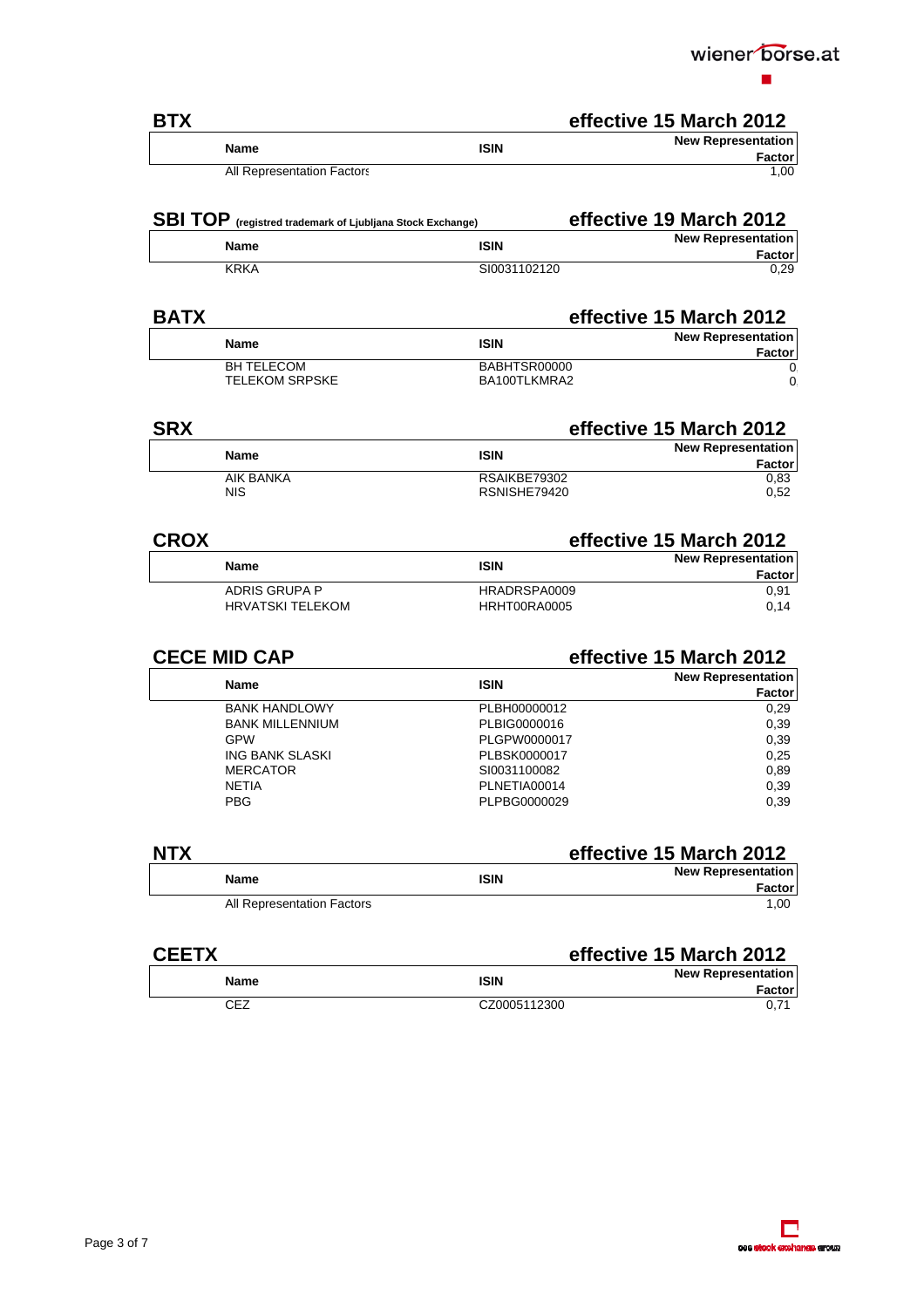## BTX

**effective 15 March 2012**

| Name | ISIN | New Representation Factor |
|---|---|---|
| All Representation Factors | | 1,00 |

## SBI TOP (registred trademark of Ljubljana Stock Exchange)

**effective 19 March 2012**

| Name | ISIN | New Representation Factor |
|---|---|---|
| KRKA | SI0031102120 | 0,29 |

## BATX

**effective 15 March 2012**

| Name | ISIN | New Representation Factor |
|---|---|---|
| BH TELECOM | BABHTSR00000 | 0, |
| TELEKOM SRPSKE | BA100TLKMRA2 | 0, |

## SRX

**effective 15 March 2012**

| Name | ISIN | New Representation Factor |
|---|---|---|
| AIK BANKA | RSAIKBE79302 | 0,83 |
| NIS | RSNISHE79420 | 0,52 |

## CROX

**effective 15 March 2012**

| Name | ISIN | New Representation Factor |
|---|---|---|
| ADRIS GRUPA P | HRADRSPA0009 | 0,91 |
| HRVATSKI TELEKOM | HRHT00RA0005 | 0,14 |

## CECE MID CAP

**effective 15 March 2012**

| Name | ISIN | New Representation Factor |
|---|---|---|
| BANK HANDLOWY | PLBH00000012 | 0,29 |
| BANK MILLENNIUM | PLBIG0000016 | 0,39 |
| GPW | PLGPW0000017 | 0,39 |
| ING BANK SLASKI | PLBSK0000017 | 0,25 |
| MERCATOR | SI0031100082 | 0,89 |
| NETIA | PLNETIA00014 | 0,39 |
| PBG | PLPBG0000029 | 0,39 |

## NTX

**effective 15 March 2012**

| Name | ISIN | New Representation Factor |
|---|---|---|
| All Representation Factors | | 1,00 |

## CEETX

**effective 15 March 2012**

| Name | ISIN | New Representation Factor |
|---|---|---|
| CEZ | CZ0005112300 | 0,71 |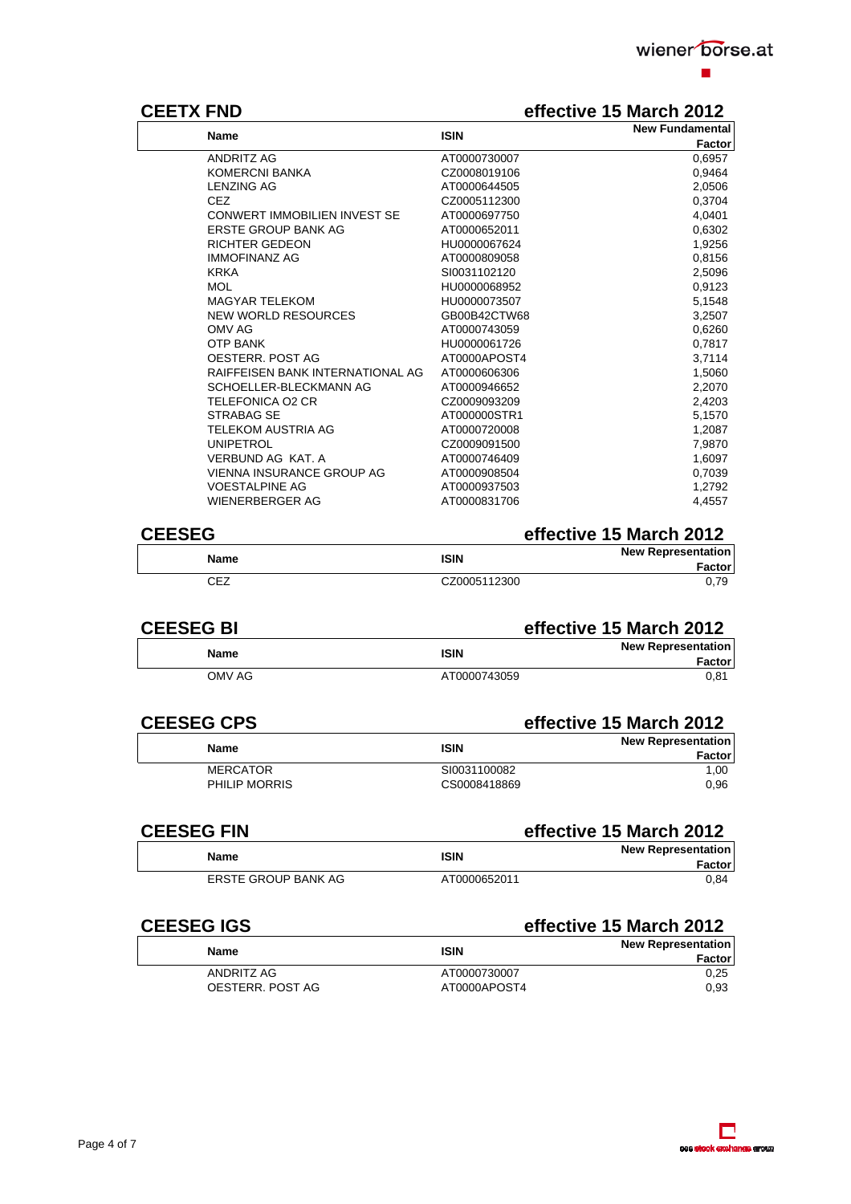## CEETX FND

**effective 15 March 2012**

| Name | ISIN | New Fundamental Factor |
|---|---|---|
| ANDRITZ AG | AT0000730007 | 0,6957 |
| KOMERCNI BANKA | CZ0008019106 | 0,9464 |
| LENZING AG | AT0000644505 | 2,0506 |
| CEZ | CZ0005112300 | 0,3704 |
| CONWERT IMMOBILIEN INVEST SE | AT0000697750 | 4,0401 |
| ERSTE GROUP BANK AG | AT0000652011 | 0,6302 |
| RICHTER GEDEON | HU0000067624 | 1,9256 |
| IMMOFINANZ AG | AT0000809058 | 0,8156 |
| KRKA | SI0031102120 | 2,5096 |
| MOL | HU0000068952 | 0,9123 |
| MAGYAR TELEKOM | HU0000073507 | 5,1548 |
| NEW WORLD RESOURCES | GB00B42CTW68 | 3,2507 |
| OMV AG | AT0000743059 | 0,6260 |
| OTP BANK | HU0000061726 | 0,7817 |
| OESTERR. POST AG | AT0000APOST4 | 3,7114 |
| RAIFFEISEN BANK INTERNATIONAL AG | AT0000606306 | 1,5060 |
| SCHOELLER-BLECKMANN AG | AT0000946652 | 2,2070 |
| TELEFONICA O2 CR | CZ0009093209 | 2,4203 |
| STRABAG SE | AT000000STR1 | 5,1570 |
| TELEKOM AUSTRIA AG | AT0000720008 | 1,2087 |
| UNIPETROL | CZ0009091500 | 7,9870 |
| VERBUND AG KAT. A | AT0000746409 | 1,6097 |
| VIENNA INSURANCE GROUP AG | AT0000908504 | 0,7039 |
| VOESTALPINE AG | AT0000937503 | 1,2792 |
| WIENERBERGER AG | AT0000831706 | 4,4557 |

## CEESEG

**effective 15 March 2012**

| Name | ISIN | New Representation Factor |
|---|---|---|
| CEZ | CZ0005112300 | 0,79 |

## CEESEG BI

**effective 15 March 2012**

| Name | ISIN | New Representation Factor |
|---|---|---|
| OMV AG | AT0000743059 | 0,81 |

## CEESEG CPS

**effective 15 March 2012**

| Name | ISIN | New Representation Factor |
|---|---|---|
| MERCATOR | SI0031100082 | 1,00 |
| PHILIP MORRIS | CS0008418869 | 0,96 |

## CEESEG FIN

**effective 15 March 2012**

| Name | ISIN | New Representation Factor |
|---|---|---|
| ERSTE GROUP BANK AG | AT0000652011 | 0,84 |

## CEESEG IGS

**effective 15 March 2012**

| Name | ISIN | New Representation Factor |
|---|---|---|
| ANDRITZ AG | AT0000730007 | 0,25 |
| OESTERR. POST AG | AT0000APOST4 | 0,93 |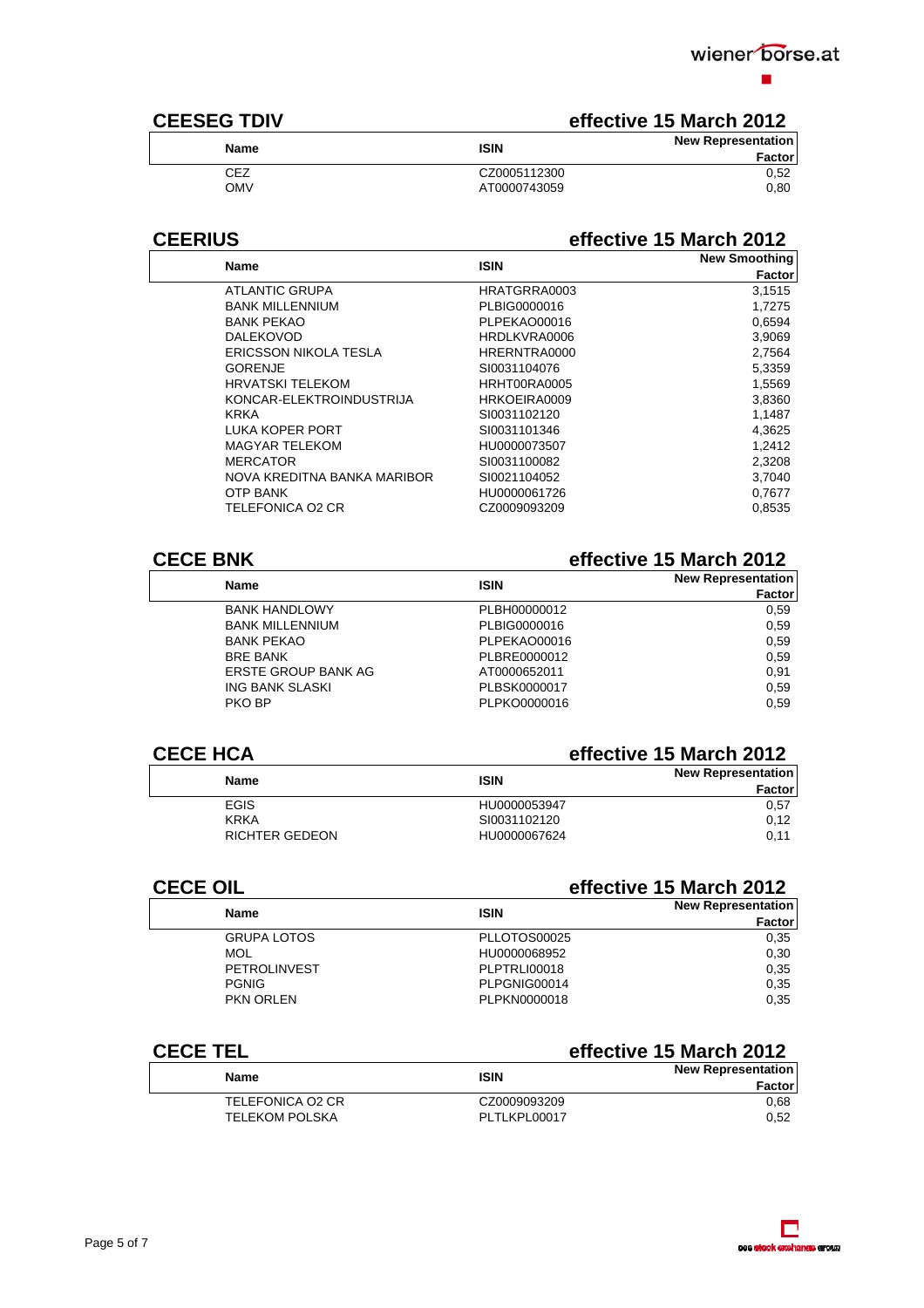## CEESEG TDIV

**effective 15 March 2012**

| Name | ISIN | New Representation Factor |
|---|---|---|
| CEZ | CZ0005112300 | 0,52 |
| OMV | AT0000743059 | 0,80 |

## CEERIUS

**effective 15 March 2012**

| Name | ISIN | New Smoothing Factor |
|---|---|---|
| ATLANTIC GRUPA | HRATGRRA0003 | 3,1515 |
| BANK MILLENNIUM | PLBIG0000016 | 1,7275 |
| BANK PEKAO | PLPEKAO00016 | 0,6594 |
| DALEKOVOD | HRDLKVRA0006 | 3,9069 |
| ERICSSON NIKOLA TESLA | HRERNTRA0000 | 2,7564 |
| GORENJE | SI0031104076 | 5,3359 |
| HRVATSKI TELEKOM | HRHT00RA0005 | 1,5569 |
| KONCAR-ELEKTROINDUSTRIJA | HRKOEIRA0009 | 3,8360 |
| KRKA | SI0031102120 | 1,1487 |
| LUKA KOPER PORT | SI0031101346 | 4,3625 |
| MAGYAR TELEKOM | HU0000073507 | 1,2412 |
| MERCATOR | SI0031100082 | 2,3208 |
| NOVA KREDITNA BANKA MARIBOR | SI0021104052 | 3,7040 |
| OTP BANK | HU0000061726 | 0,7677 |
| TELEFONICA O2 CR | CZ0009093209 | 0,8535 |

## CECE BNK

**effective 15 March 2012**

| Name | ISIN | New Representation Factor |
|---|---|---|
| BANK HANDLOWY | PLBH00000012 | 0,59 |
| BANK MILLENNIUM | PLBIG0000016 | 0,59 |
| BANK PEKAO | PLPEKAO00016 | 0,59 |
| BRE BANK | PLBRE0000012 | 0,59 |
| ERSTE GROUP BANK AG | AT0000652011 | 0,91 |
| ING BANK SLASKI | PLBSK0000017 | 0,59 |
| PKO BP | PLPKO0000016 | 0,59 |

## CECE HCA

**effective 15 March 2012**

| Name | ISIN | New Representation Factor |
|---|---|---|
| EGIS | HU0000053947 | 0,57 |
| KRKA | SI0031102120 | 0,12 |
| RICHTER GEDEON | HU0000067624 | 0,11 |

## CECE OIL

**effective 15 March 2012**

| Name | ISIN | New Representation Factor |
|---|---|---|
| GRUPA LOTOS | PLLOTOS00025 | 0,35 |
| MOL | HU0000068952 | 0,30 |
| PETROLINVEST | PLPTRLI00018 | 0,35 |
| PGNIG | PLPGNIG00014 | 0,35 |
| PKN ORLEN | PLPKN0000018 | 0,35 |

## CECE TEL

**effective 15 March 2012**

| Name | ISIN | New Representation Factor |
|---|---|---|
| TELEFONICA O2 CR | CZ0009093209 | 0,68 |
| TELEKOM POLSKA | PLTLKPL00017 | 0,52 |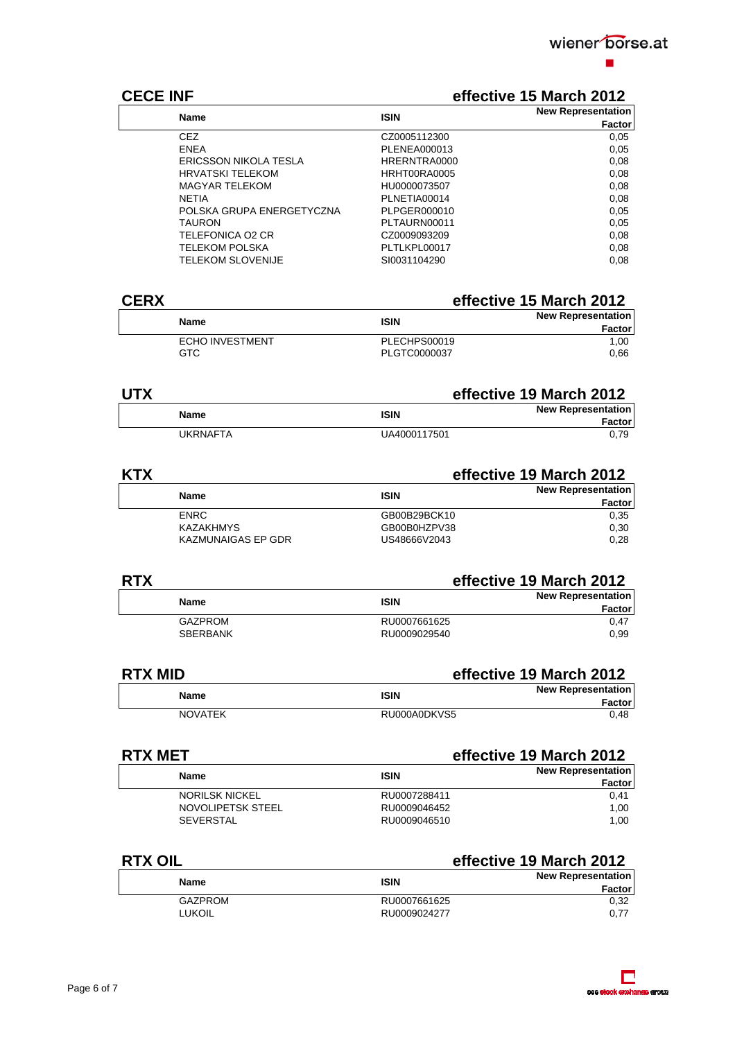## CECE INF

effective 15 March 2012

| Name | ISIN | New Representation Factor |
|---|---|---|
| CEZ | CZ0005112300 | 0,05 |
| ENEA | PLENEA000013 | 0,05 |
| ERICSSON NIKOLA TESLA | HRERNTRA0000 | 0,08 |
| HRVATSKI TELEKOM | HRHT00RA0005 | 0,08 |
| MAGYAR TELEKOM | HU0000073507 | 0,08 |
| NETIA | PLNETIA00014 | 0,08 |
| POLSKA GRUPA ENERGETYCZNA | PLPGER000010 | 0,05 |
| TAURON | PLTAURN00011 | 0,05 |
| TELEFONICA O2 CR | CZ0009093209 | 0,08 |
| TELEKOM POLSKA | PLTLKPL00017 | 0,08 |
| TELEKOM SLOVENIJE | SI0031104290 | 0,08 |

## CERX

effective 15 March 2012

| Name | ISIN | New Representation Factor |
|---|---|---|
| ECHO INVESTMENT | PLECHPS00019 | 1,00 |
| GTC | PLGTC0000037 | 0,66 |

## UTX

effective 19 March 2012

| Name | ISIN | New Representation Factor |
|---|---|---|
| UKRNAFTA | UA4000117501 | 0,79 |

## KTX

effective 19 March 2012

| Name | ISIN | New Representation Factor |
|---|---|---|
| ENRC | GB00B29BCK10 | 0,35 |
| KAZAKHMYS | GB00B0HZPV38 | 0,30 |
| KAZMUNAIGAS EP GDR | US48666V2043 | 0,28 |

## RTX

effective 19 March 2012

| Name | ISIN | New Representation Factor |
|---|---|---|
| GAZPROM | RU0007661625 | 0,47 |
| SBERBANK | RU0009029540 | 0,99 |

## RTX MID

effective 19 March 2012

| Name | ISIN | New Representation Factor |
|---|---|---|
| NOVATEK | RU000A0DKVS5 | 0,48 |

## RTX MET

effective 19 March 2012

| Name | ISIN | New Representation Factor |
|---|---|---|
| NORILSK NICKEL | RU0007288411 | 0,41 |
| NOVOLIPETSK STEEL | RU0009046452 | 1,00 |
| SEVERSTAL | RU0009046510 | 1,00 |

## RTX OIL

effective 19 March 2012

| Name | ISIN | New Representation Factor |
|---|---|---|
| GAZPROM | RU0007661625 | 0,32 |
| LUKOIL | RU0009024277 | 0,77 |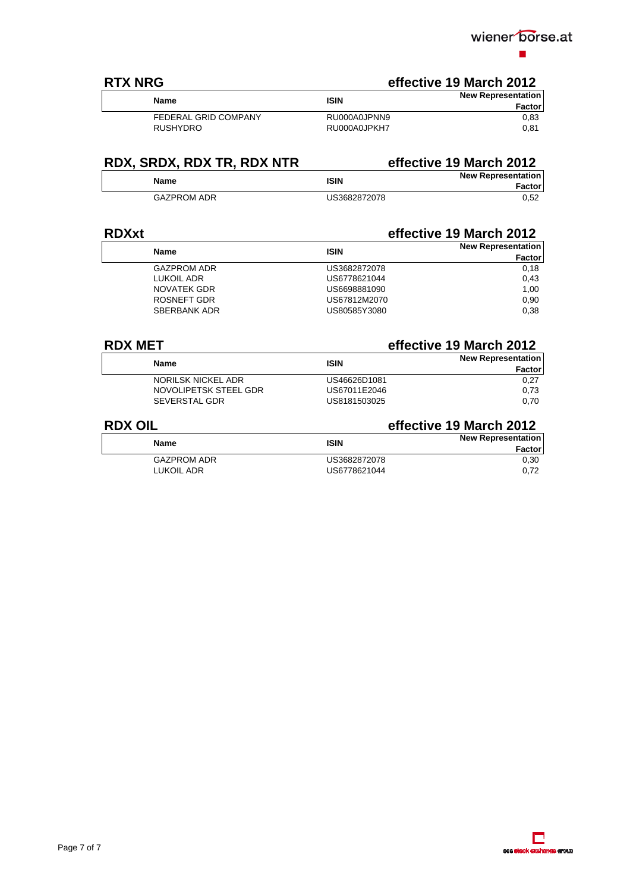## RTX NRG

**effective 19 March 2012**

| Name | ISIN | New Representation Factor |
|---|---|---|
| FEDERAL GRID COMPANY | RU000A0JPNN9 | 0,83 |
| RUSHYDRO | RU000A0JPKH7 | 0,81 |

## RDX, SRDX, RDX TR, RDX NTR

**effective 19 March 2012**

| Name | ISIN | New Representation Factor |
|---|---|---|
| GAZPROM ADR | US3682872078 | 0,52 |

## RDXxt

**effective 19 March 2012**

| Name | ISIN | New Representation Factor |
|---|---|---|
| GAZPROM ADR | US3682872078 | 0,18 |
| LUKOIL ADR | US6778621044 | 0,43 |
| NOVATEK GDR | US6698881090 | 1,00 |
| ROSNEFT GDR | US67812M2070 | 0,90 |
| SBERBANK ADR | US80585Y3080 | 0,38 |

## RDX MET

**effective 19 March 2012**

| Name | ISIN | New Representation Factor |
|---|---|---|
| NORILSK NICKEL ADR | US46626D1081 | 0,27 |
| NOVOLIPETSK STEEL GDR | US67011E2046 | 0,73 |
| SEVERSTAL GDR | US8181503025 | 0,70 |

## RDX OIL

**effective 19 March 2012**

| Name | ISIN | New Representation Factor |
|---|---|---|
| GAZPROM ADR | US3682872078 | 0,30 |
| LUKOIL ADR | US6778621044 | 0,72 |